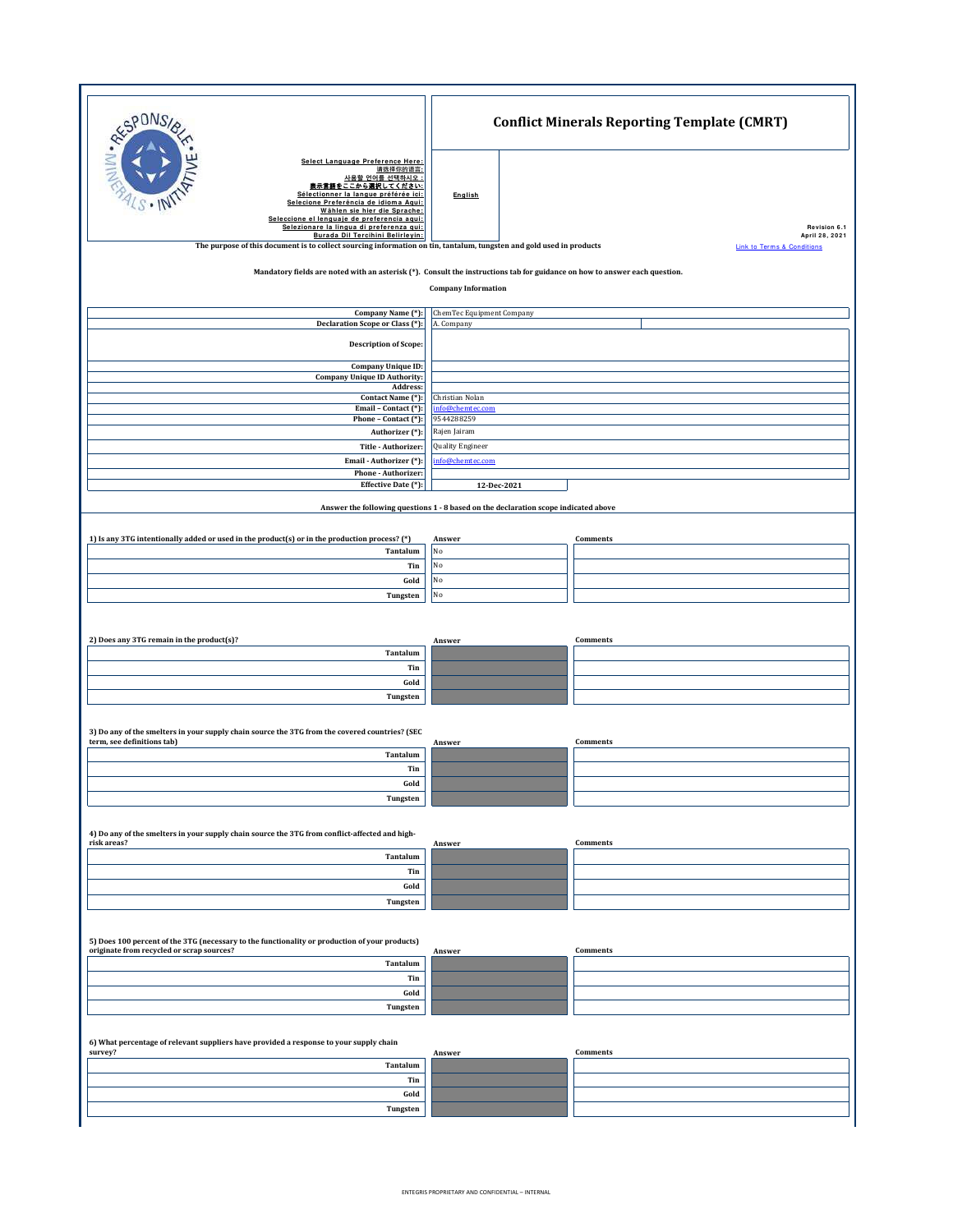Select Language Preference Here:
請選擇你的語言:
사용할 언어를 선택하시오 :
表示言語をここから選択してください:
Sélectionner la langue préférée ici:
Selecione Preferência de idioma Aqui:
Wählen sie hier die Sprache:
Seleccione el lenguaje de preferencia aqui:
Selezionare la lingua di preferenza qui:
Burada Dil Tercihini Belirleyin:

English

# Conflict Minerals Reporting Template (CMRT)

Revision 6.1
April 28, 2021

The purpose of this document is to collect sourcing information on tin, tantalum, tungsten and gold used in products

Link to Terms & Conditions

**Mandatory fields are noted with an asterisk (*). Consult the instructions tab for guidance on how to answer each question.**

## Company Information

| Field | Value |
|---|---|
| Company Name (*): | ChemTec Equipment Company |
| Declaration Scope or Class (*): | A. Company |
| Description of Scope: | |
| Company Unique ID: | |
| Company Unique ID Authority: | |
| Address: | |
| Contact Name (*): | Christian Nolan |
| Email – Contact (*): | info@chemtec.com |
| Phone – Contact (*): | 9544288259 |
| Authorizer (*): | Rajen Jairam |
| Title - Authorizer: | Quality Engineer |
| Email - Authorizer (*): | info@chemtec.com |
| Phone - Authorizer: | |
| Effective Date (*): | 12-Dec-2021 |

**Answer the following questions 1 - 8 based on the declaration scope indicated above**

**1) Is any 3TG intentionally added or used in the product(s) or in the production process? (*)**

| | Answer | Comments |
|---|---|---|
| Tantalum | No | |
| Tin | No | |
| Gold | No | |
| Tungsten | No | |

**2) Does any 3TG remain in the product(s)?**

| | Answer | Comments |
|---|---|---|
| Tantalum | | |
| Tin | | |
| Gold | | |
| Tungsten | | |

**3) Do any of the smelters in your supply chain source the 3TG from the covered countries? (SEC term, see definitions tab)**

| | Answer | Comments |
|---|---|---|
| Tantalum | | |
| Tin | | |
| Gold | | |
| Tungsten | | |

**4) Do any of the smelters in your supply chain source the 3TG from conflict-affected and high-risk areas?**

| | Answer | Comments |
|---|---|---|
| Tantalum | | |
| Tin | | |
| Gold | | |
| Tungsten | | |

**5) Does 100 percent of the 3TG (necessary to the functionality or production of your products) originate from recycled or scrap sources?**

| | Answer | Comments |
|---|---|---|
| Tantalum | | |
| Tin | | |
| Gold | | |
| Tungsten | | |

**6) What percentage of relevant suppliers have provided a response to your supply chain survey?**

| | Answer | Comments |
|---|---|---|
| Tantalum | | |
| Tin | | |
| Gold | | |
| Tungsten | | |

ENTEGRIS PROPRIETARY AND CONFIDENTIAL – INTERNAL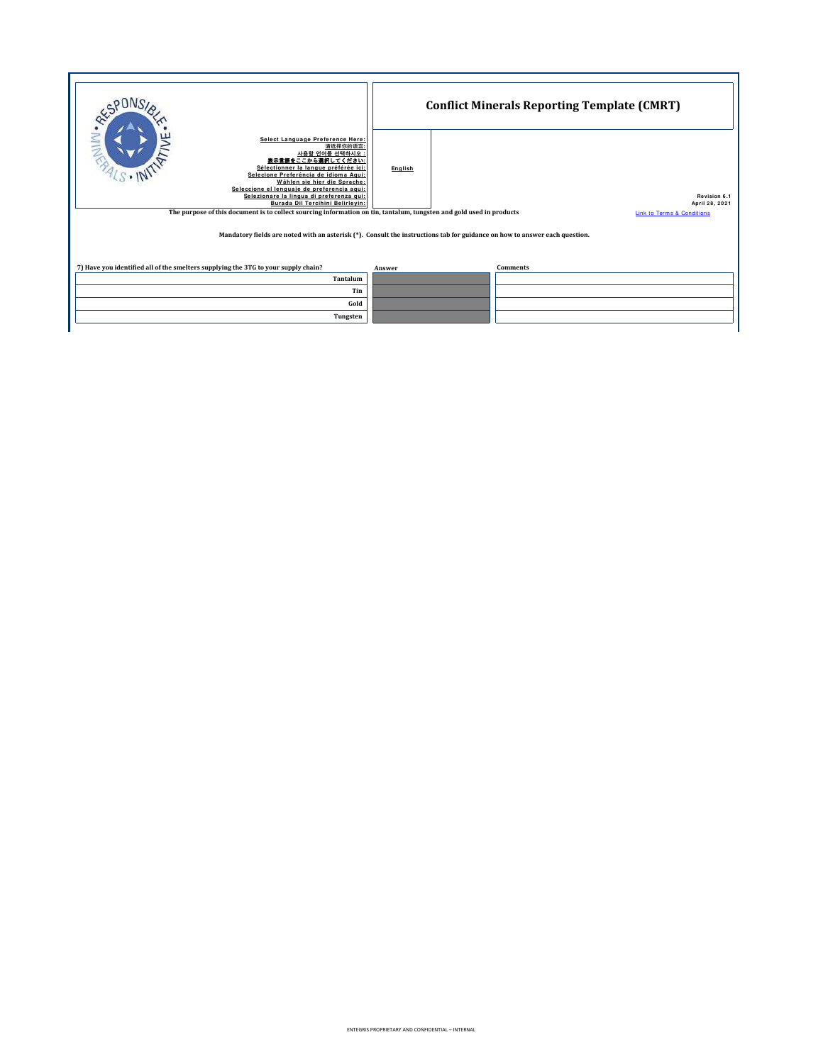# Conflict Minerals Reporting Template (CMRT)

Select Language Preference Here:
請選擇你的語言:
사용할 언어를 선택하시오 :
表示言語をここから選択してください:
Sélectionner la langue préférée ici:
Selecione Preferência de idioma Aqui:
Wählen sie hier die Sprache:
Seleccione el lenguaje de preferencia aqui:
Selezionare la lingua di preferenza qui:
Burada Dil Tercihini Belirleyin:

English

Revision 6.1
April 28, 2021

The purpose of this document is to collect sourcing information on tin, tantalum, tungsten and gold used in products

Link to Terms & Conditions

Mandatory fields are noted with an asterisk (*). Consult the instructions tab for guidance on how to answer each question.

| 7) Have you identified all of the smelters supplying the 3TG to your supply chain? | Answer | Comments |
|---|---|---|
| Tantalum | | |
| Tin | | |
| Gold | | |
| Tungsten | | |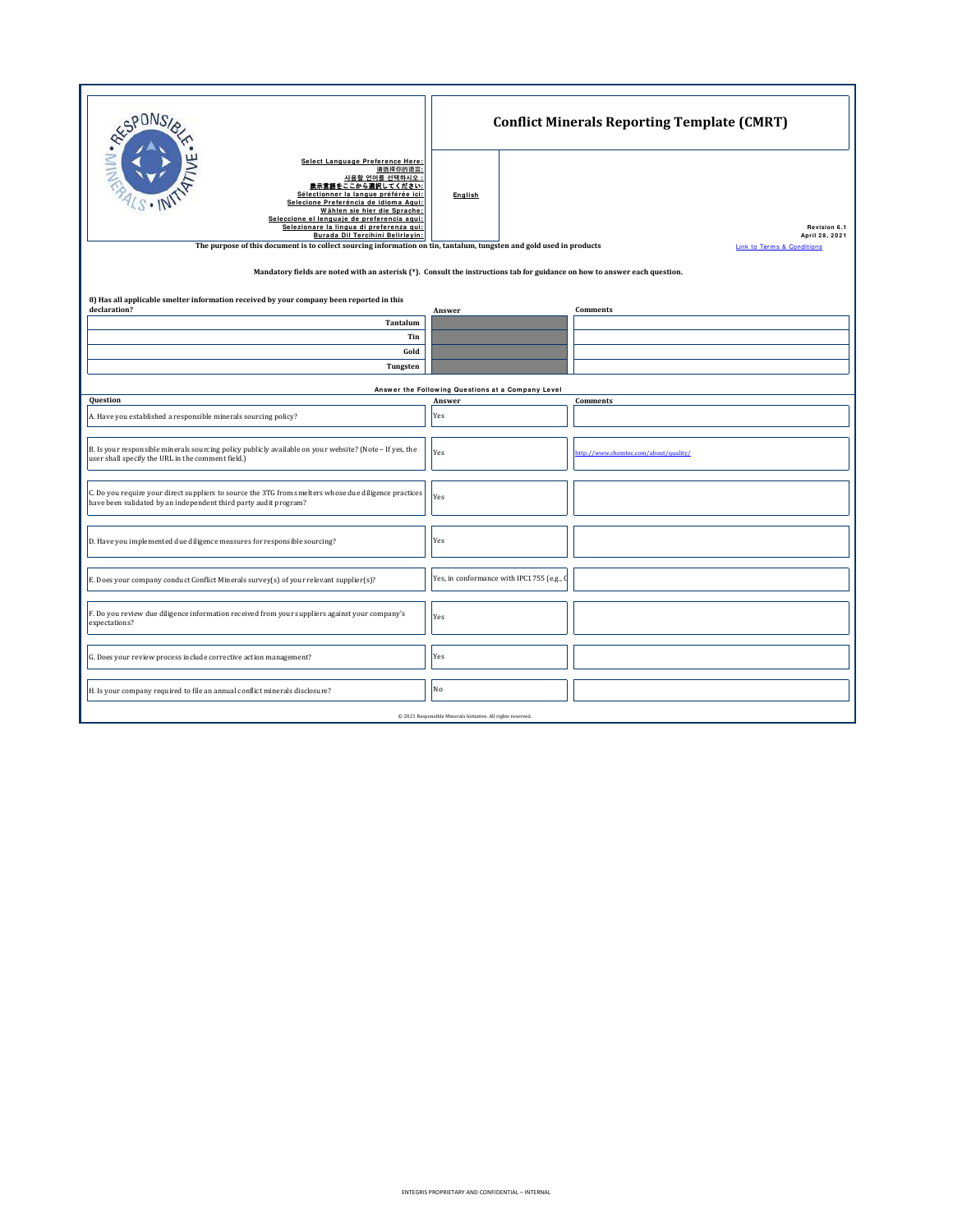# Conflict Minerals Reporting Template (CMRT)

Select Language Preference Here:
请选择你的语言:
사용할 언어를 선택하시오 :
表示言語をここから選択してください:
Sélectionner la langue préférée ici:
Selecione Preferência de idioma Aqui:
Wählen sie hier die Sprache:
Seleccione el lenguaje de preferencia aqui:
Selezionare la lingua di preferenza qui:
Burada Dil Tercihini Belirleyin:

English

Revision 6.1
April 28, 2021

The purpose of this document is to collect sourcing information on tin, tantalum, tungsten and gold used in products

Link to Terms & Conditions

**Mandatory fields are noted with an asterisk (*). Consult the instructions tab for guidance on how to answer each question.**

| 8) Has all applicable smelter information received by your company been reported in this declaration? | Answer | Comments |
|---|---|---|
| Tantalum | | |
| Tin | | |
| Gold | | |
| Tungsten | | |

**Answer the Following Questions at a Company Level**

| Question | Answer | Comments |
|---|---|---|
| A. Have you established a responsible minerals sourcing policy? | Yes | |
| B. Is your responsible minerals sourcing policy publicly available on your website? (Note – If yes, the user shall specify the URL in the comment field.) | Yes | http://www.chemtec.com/about/quality/ |
| C. Do you require your direct suppliers to source the 3TG from smelters whose due diligence practices have been validated by an independent third party audit program? | Yes | |
| D. Have you implemented due diligence measures for responsible sourcing? | Yes | |
| E. Does your company conduct Conflict Minerals survey(s) of your relevant supplier(s)? | Yes, in conformance with IPC1755 (e.g., C | |
| F. Do you review due diligence information received from your suppliers against your company's expectations? | Yes | |
| G. Does your review process include corrective action management? | Yes | |
| H. Is your company required to file an annual conflict minerals disclosure? | No | |

© 2021 Responsible Minerals Initiative. All rights reserved.

ENTEGRIS PROPRIETARY AND CONFIDENTIAL – INTERNAL